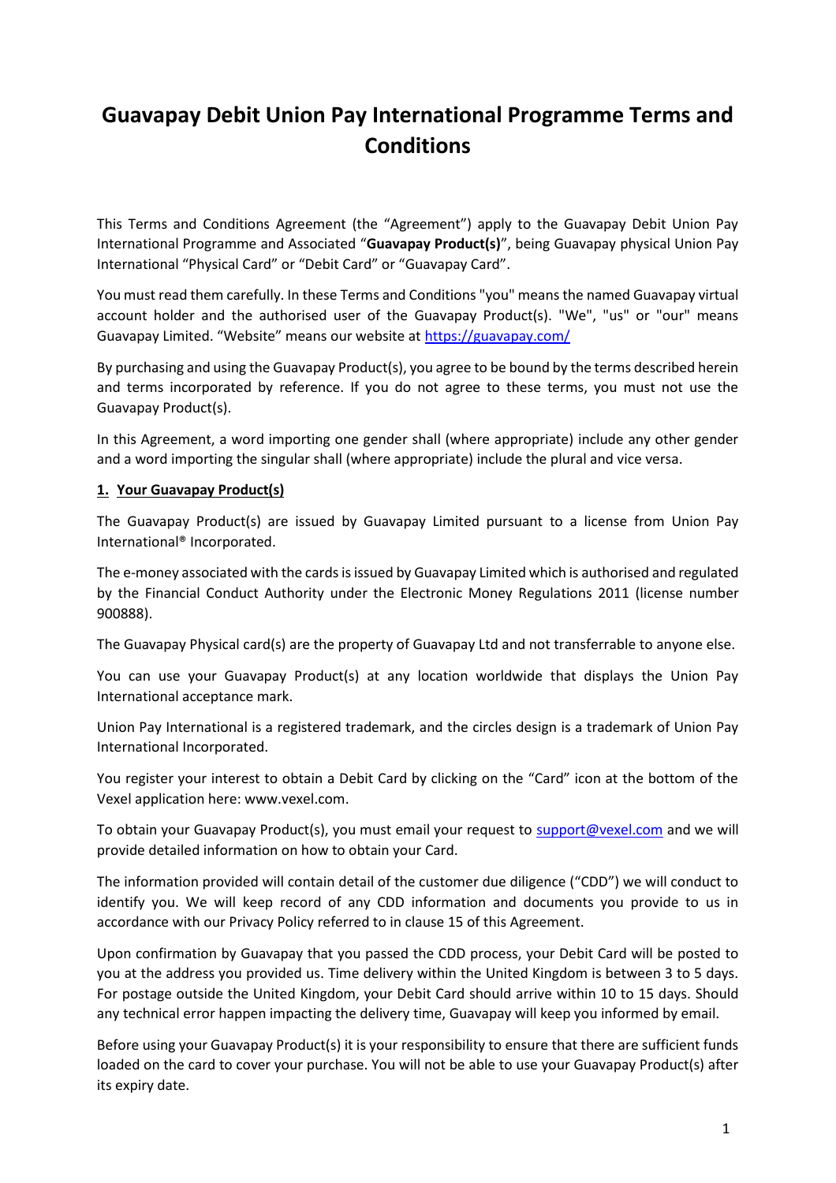# Guavapay Debit Union Pay International Programme Terms and Conditions

This Terms and Conditions Agreement (the "Agreement") apply to the Guavapay Debit Union Pay International Programme and Associated "**Guavapay Product(s)**", being Guavapay physical Union Pay International "Physical Card" or "Debit Card" or "Guavapay Card".

You must read them carefully. In these Terms and Conditions "you" means the named Guavapay virtual account holder and the authorised user of the Guavapay Product(s). "We", "us" or "our" means Guavapay Limited. "Website" means our website at https://guavapay.com/

By purchasing and using the Guavapay Product(s), you agree to be bound by the terms described herein and terms incorporated by reference. If you do not agree to these terms, you must not use the Guavapay Product(s).

In this Agreement, a word importing one gender shall (where appropriate) include any other gender and a word importing the singular shall (where appropriate) include the plural and vice versa.

## 1. Your Guavapay Product(s)

The Guavapay Product(s) are issued by Guavapay Limited pursuant to a license from Union Pay International® Incorporated.

The e-money associated with the cards is issued by Guavapay Limited which is authorised and regulated by the Financial Conduct Authority under the Electronic Money Regulations 2011 (license number 900888).

The Guavapay Physical card(s) are the property of Guavapay Ltd and not transferrable to anyone else.

You can use your Guavapay Product(s) at any location worldwide that displays the Union Pay International acceptance mark.

Union Pay International is a registered trademark, and the circles design is a trademark of Union Pay International Incorporated.

You register your interest to obtain a Debit Card by clicking on the "Card" icon at the bottom of the Vexel application here: www.vexel.com.

To obtain your Guavapay Product(s), you must email your request to support@vexel.com and we will provide detailed information on how to obtain your Card.

The information provided will contain detail of the customer due diligence ("CDD") we will conduct to identify you. We will keep record of any CDD information and documents you provide to us in accordance with our Privacy Policy referred to in clause 15 of this Agreement.

Upon confirmation by Guavapay that you passed the CDD process, your Debit Card will be posted to you at the address you provided us. Time delivery within the United Kingdom is between 3 to 5 days. For postage outside the United Kingdom, your Debit Card should arrive within 10 to 15 days. Should any technical error happen impacting the delivery time, Guavapay will keep you informed by email.

Before using your Guavapay Product(s) it is your responsibility to ensure that there are sufficient funds loaded on the card to cover your purchase. You will not be able to use your Guavapay Product(s) after its expiry date.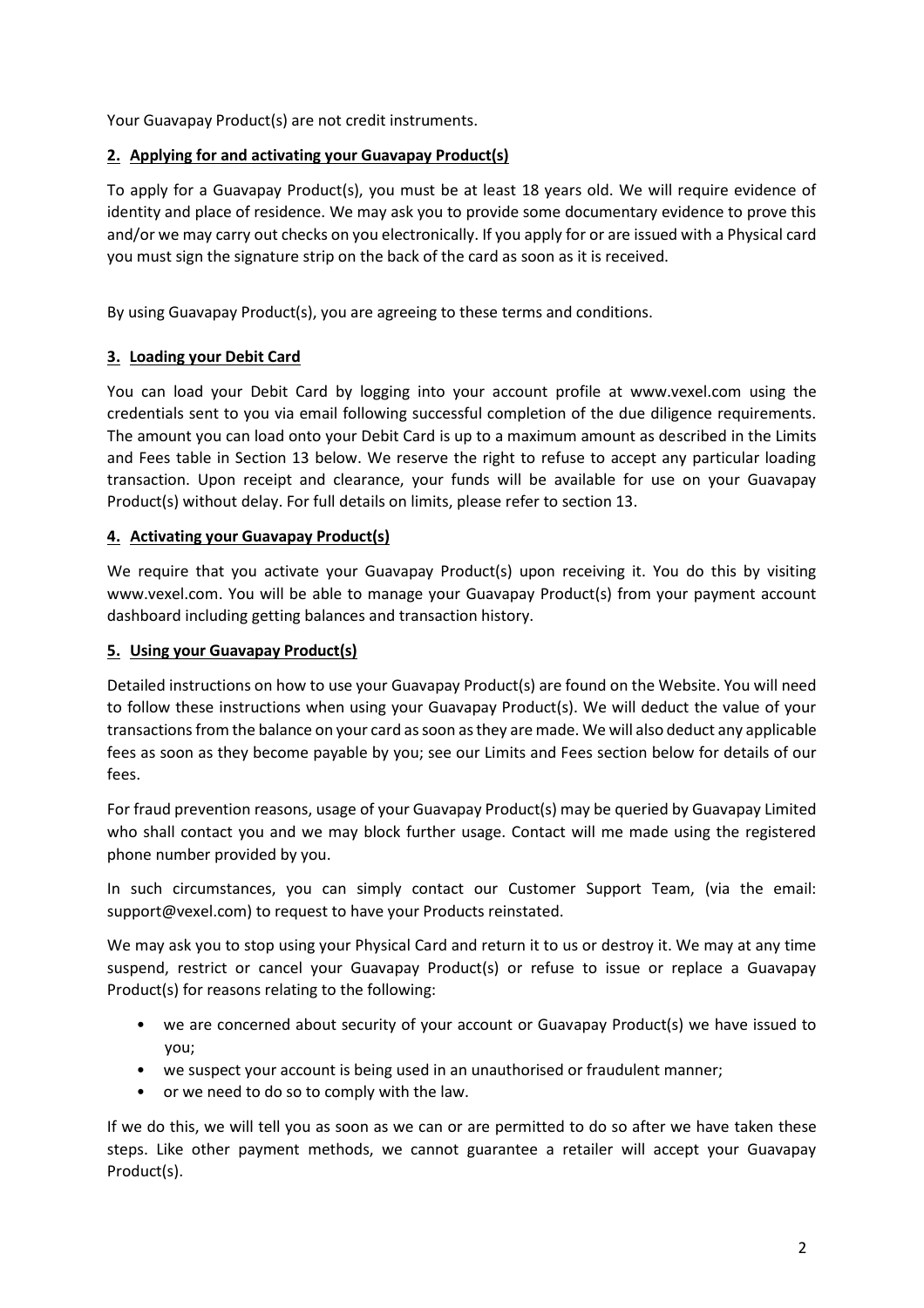Your Guavapay Product(s) are not credit instruments.

## 2. Applying for and activating your Guavapay Product(s)

To apply for a Guavapay Product(s), you must be at least 18 years old. We will require evidence of identity and place of residence. We may ask you to provide some documentary evidence to prove this and/or we may carry out checks on you electronically. If you apply for or are issued with a Physical card you must sign the signature strip on the back of the card as soon as it is received.

By using Guavapay Product(s), you are agreeing to these terms and conditions.

## 3. Loading your Debit Card

You can load your Debit Card by logging into your account profile at www.vexel.com using the credentials sent to you via email following successful completion of the due diligence requirements. The amount you can load onto your Debit Card is up to a maximum amount as described in the Limits and Fees table in Section 13 below. We reserve the right to refuse to accept any particular loading transaction. Upon receipt and clearance, your funds will be available for use on your Guavapay Product(s) without delay. For full details on limits, please refer to section 13.

## 4. Activating your Guavapay Product(s)

We require that you activate your Guavapay Product(s) upon receiving it. You do this by visiting www.vexel.com. You will be able to manage your Guavapay Product(s) from your payment account dashboard including getting balances and transaction history.

## 5. Using your Guavapay Product(s)

Detailed instructions on how to use your Guavapay Product(s) are found on the Website. You will need to follow these instructions when using your Guavapay Product(s). We will deduct the value of your transactions from the balance on your card as soon as they are made. We will also deduct any applicable fees as soon as they become payable by you; see our Limits and Fees section below for details of our fees.

For fraud prevention reasons, usage of your Guavapay Product(s) may be queried by Guavapay Limited who shall contact you and we may block further usage. Contact will me made using the registered phone number provided by you.

In such circumstances, you can simply contact our Customer Support Team, (via the email: support@vexel.com) to request to have your Products reinstated.

We may ask you to stop using your Physical Card and return it to us or destroy it. We may at any time suspend, restrict or cancel your Guavapay Product(s) or refuse to issue or replace a Guavapay Product(s) for reasons relating to the following:

- we are concerned about security of your account or Guavapay Product(s) we have issued to you;
- we suspect your account is being used in an unauthorised or fraudulent manner;
- or we need to do so to comply with the law.

If we do this, we will tell you as soon as we can or are permitted to do so after we have taken these steps. Like other payment methods, we cannot guarantee a retailer will accept your Guavapay Product(s).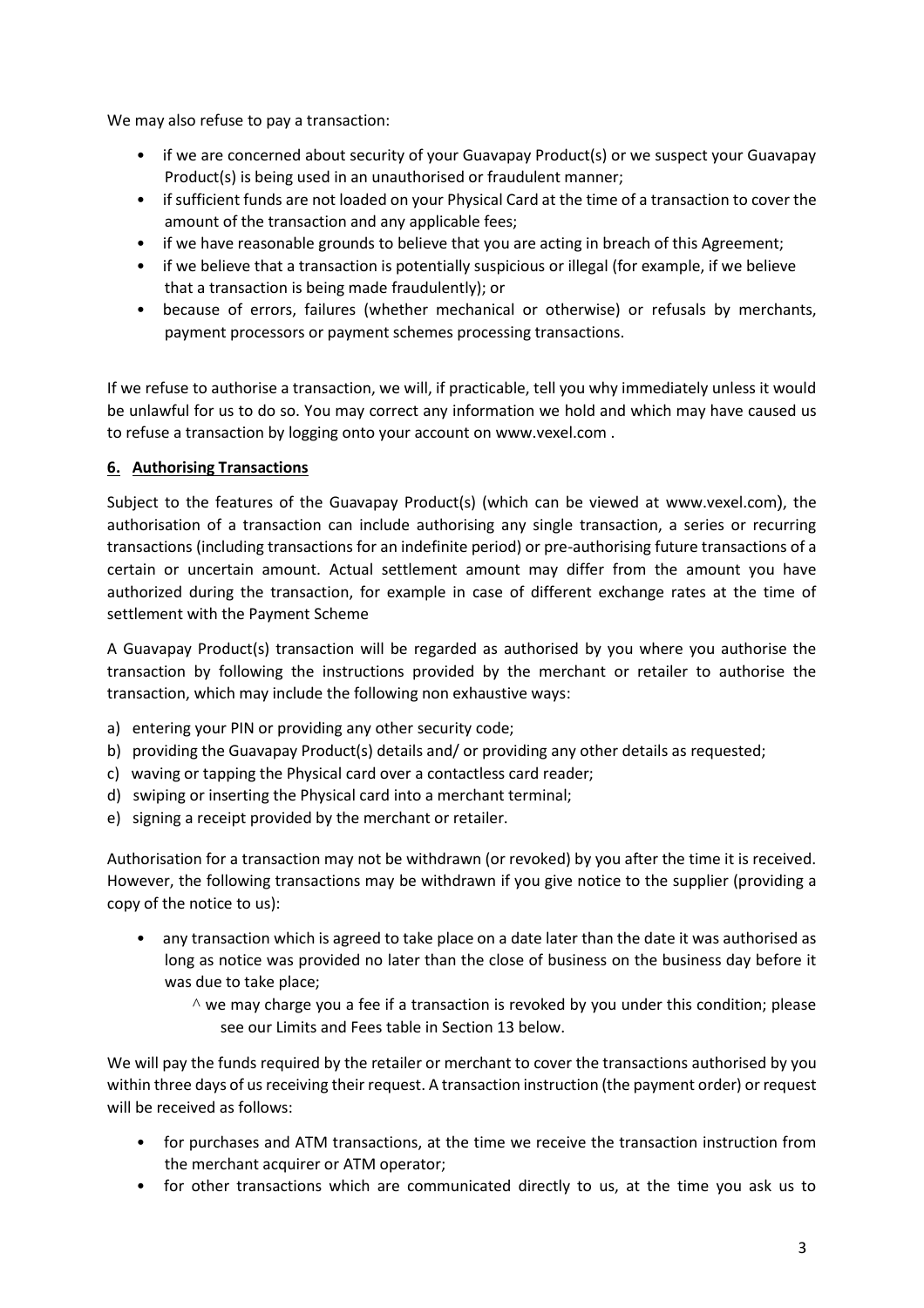We may also refuse to pay a transaction:

- if we are concerned about security of your Guavapay Product(s) or we suspect your Guavapay Product(s) is being used in an unauthorised or fraudulent manner;
- if sufficient funds are not loaded on your Physical Card at the time of a transaction to cover the amount of the transaction and any applicable fees;
- if we have reasonable grounds to believe that you are acting in breach of this Agreement;
- if we believe that a transaction is potentially suspicious or illegal (for example, if we believe that a transaction is being made fraudulently); or
- because of errors, failures (whether mechanical or otherwise) or refusals by merchants, payment processors or payment schemes processing transactions.

If we refuse to authorise a transaction, we will, if practicable, tell you why immediately unless it would be unlawful for us to do so. You may correct any information we hold and which may have caused us to refuse a transaction by logging onto your account on www.vexel.com .

## 6. Authorising Transactions

Subject to the features of the Guavapay Product(s) (which can be viewed at www.vexel.com), the authorisation of a transaction can include authorising any single transaction, a series or recurring transactions (including transactions for an indefinite period) or pre-authorising future transactions of a certain or uncertain amount. Actual settlement amount may differ from the amount you have authorized during the transaction, for example in case of different exchange rates at the time of settlement with the Payment Scheme

A Guavapay Product(s) transaction will be regarded as authorised by you where you authorise the transaction by following the instructions provided by the merchant or retailer to authorise the transaction, which may include the following non exhaustive ways:

a) entering your PIN or providing any other security code;
b) providing the Guavapay Product(s) details and/ or providing any other details as requested;
c) waving or tapping the Physical card over a contactless card reader;
d) swiping or inserting the Physical card into a merchant terminal;
e) signing a receipt provided by the merchant or retailer.

Authorisation for a transaction may not be withdrawn (or revoked) by you after the time it is received. However, the following transactions may be withdrawn if you give notice to the supplier (providing a copy of the notice to us):

- any transaction which is agreed to take place on a date later than the date it was authorised as long as notice was provided no later than the close of business on the business day before it was due to take place;
  - ^ we may charge you a fee if a transaction is revoked by you under this condition; please see our Limits and Fees table in Section 13 below.

We will pay the funds required by the retailer or merchant to cover the transactions authorised by you within three days of us receiving their request. A transaction instruction (the payment order) or request will be received as follows:

- for purchases and ATM transactions, at the time we receive the transaction instruction from the merchant acquirer or ATM operator;
- for other transactions which are communicated directly to us, at the time you ask us to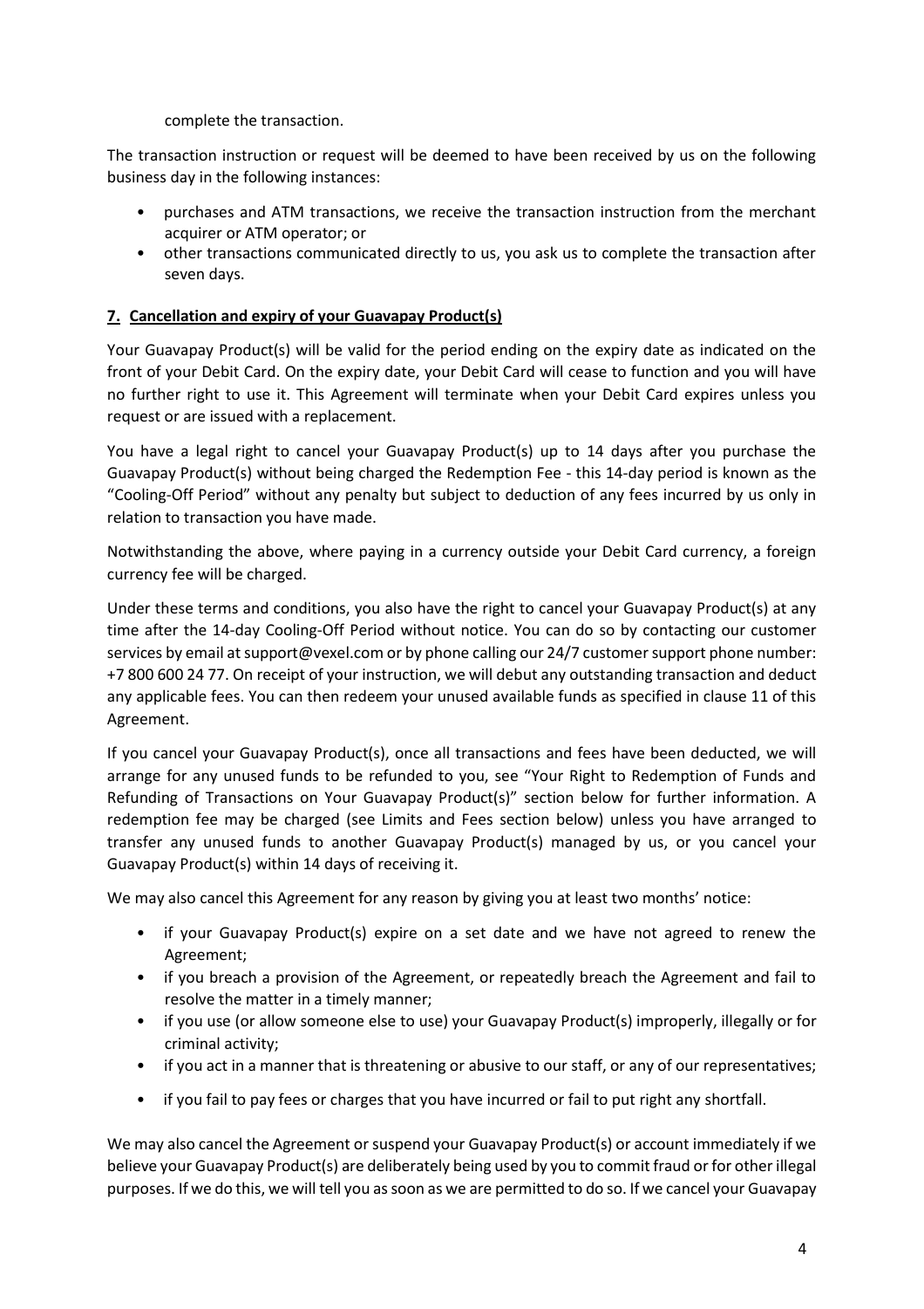complete the transaction.

The transaction instruction or request will be deemed to have been received by us on the following business day in the following instances:

- purchases and ATM transactions, we receive the transaction instruction from the merchant acquirer or ATM operator; or
- other transactions communicated directly to us, you ask us to complete the transaction after seven days.

## 7. Cancellation and expiry of your Guavapay Product(s)

Your Guavapay Product(s) will be valid for the period ending on the expiry date as indicated on the front of your Debit Card. On the expiry date, your Debit Card will cease to function and you will have no further right to use it. This Agreement will terminate when your Debit Card expires unless you request or are issued with a replacement.

You have a legal right to cancel your Guavapay Product(s) up to 14 days after you purchase the Guavapay Product(s) without being charged the Redemption Fee - this 14-day period is known as the "Cooling-Off Period" without any penalty but subject to deduction of any fees incurred by us only in relation to transaction you have made.

Notwithstanding the above, where paying in a currency outside your Debit Card currency, a foreign currency fee will be charged.

Under these terms and conditions, you also have the right to cancel your Guavapay Product(s) at any time after the 14-day Cooling-Off Period without notice. You can do so by contacting our customer services by email at support@vexel.com or by phone calling our 24/7 customer support phone number: +7 800 600 24 77. On receipt of your instruction, we will debut any outstanding transaction and deduct any applicable fees. You can then redeem your unused available funds as specified in clause 11 of this Agreement.

If you cancel your Guavapay Product(s), once all transactions and fees have been deducted, we will arrange for any unused funds to be refunded to you, see "Your Right to Redemption of Funds and Refunding of Transactions on Your Guavapay Product(s)" section below for further information. A redemption fee may be charged (see Limits and Fees section below) unless you have arranged to transfer any unused funds to another Guavapay Product(s) managed by us, or you cancel your Guavapay Product(s) within 14 days of receiving it.

We may also cancel this Agreement for any reason by giving you at least two months' notice:

- if your Guavapay Product(s) expire on a set date and we have not agreed to renew the Agreement;
- if you breach a provision of the Agreement, or repeatedly breach the Agreement and fail to resolve the matter in a timely manner;
- if you use (or allow someone else to use) your Guavapay Product(s) improperly, illegally or for criminal activity;
- if you act in a manner that is threatening or abusive to our staff, or any of our representatives;
- if you fail to pay fees or charges that you have incurred or fail to put right any shortfall.

We may also cancel the Agreement or suspend your Guavapay Product(s) or account immediately if we believe your Guavapay Product(s) are deliberately being used by you to commit fraud or for other illegal purposes. If we do this, we will tell you as soon as we are permitted to do so. If we cancel your Guavapay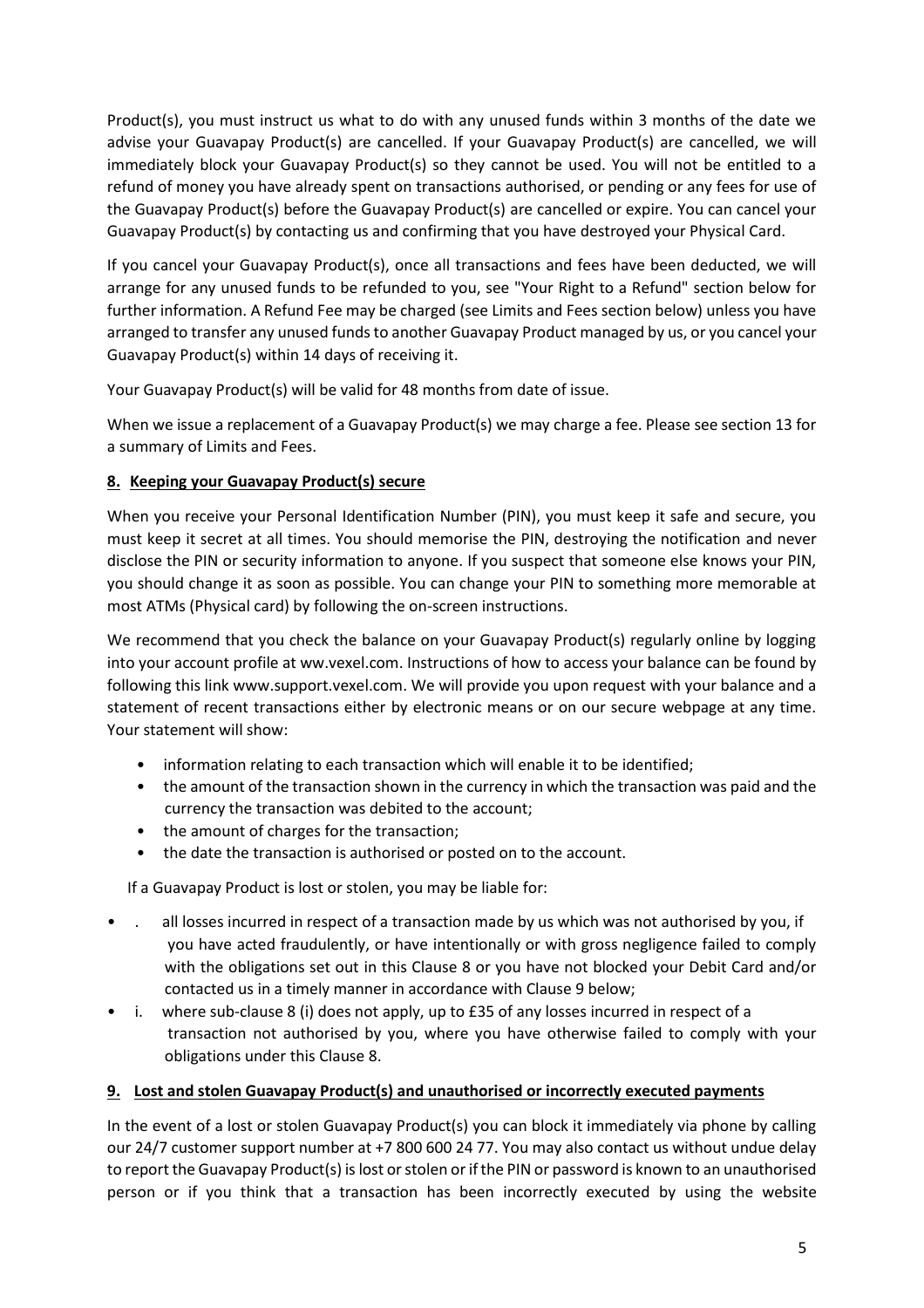Product(s), you must instruct us what to do with any unused funds within 3 months of the date we advise your Guavapay Product(s) are cancelled. If your Guavapay Product(s) are cancelled, we will immediately block your Guavapay Product(s) so they cannot be used. You will not be entitled to a refund of money you have already spent on transactions authorised, or pending or any fees for use of the Guavapay Product(s) before the Guavapay Product(s) are cancelled or expire. You can cancel your Guavapay Product(s) by contacting us and confirming that you have destroyed your Physical Card.

If you cancel your Guavapay Product(s), once all transactions and fees have been deducted, we will arrange for any unused funds to be refunded to you, see "Your Right to a Refund" section below for further information. A Refund Fee may be charged (see Limits and Fees section below) unless you have arranged to transfer any unused funds to another Guavapay Product managed by us, or you cancel your Guavapay Product(s) within 14 days of receiving it.

Your Guavapay Product(s) will be valid for 48 months from date of issue.

When we issue a replacement of a Guavapay Product(s) we may charge a fee. Please see section 13 for a summary of Limits and Fees.

## 8. Keeping your Guavapay Product(s) secure

When you receive your Personal Identification Number (PIN), you must keep it safe and secure, you must keep it secret at all times. You should memorise the PIN, destroying the notification and never disclose the PIN or security information to anyone. If you suspect that someone else knows your PIN, you should change it as soon as possible. You can change your PIN to something more memorable at most ATMs (Physical card) by following the on-screen instructions.

We recommend that you check the balance on your Guavapay Product(s) regularly online by logging into your account profile at ww.vexel.com. Instructions of how to access your balance can be found by following this link www.support.vexel.com. We will provide you upon request with your balance and a statement of recent transactions either by electronic means or on our secure webpage at any time. Your statement will show:

- information relating to each transaction which will enable it to be identified;
- the amount of the transaction shown in the currency in which the transaction was paid and the currency the transaction was debited to the account;
- the amount of charges for the transaction;
- the date the transaction is authorised or posted on to the account.

If a Guavapay Product is lost or stolen, you may be liable for:

- . all losses incurred in respect of a transaction made by us which was not authorised by you, if you have acted fraudulently, or have intentionally or with gross negligence failed to comply with the obligations set out in this Clause 8 or you have not blocked your Debit Card and/or contacted us in a timely manner in accordance with Clause 9 below;
- i. where sub-clause 8 (i) does not apply, up to £35 of any losses incurred in respect of a transaction not authorised by you, where you have otherwise failed to comply with your obligations under this Clause 8.

## 9. Lost and stolen Guavapay Product(s) and unauthorised or incorrectly executed payments

In the event of a lost or stolen Guavapay Product(s) you can block it immediately via phone by calling our 24/7 customer support number at +7 800 600 24 77. You may also contact us without undue delay to report the Guavapay Product(s) is lost or stolen or if the PIN or password is known to an unauthorised person or if you think that a transaction has been incorrectly executed by using the website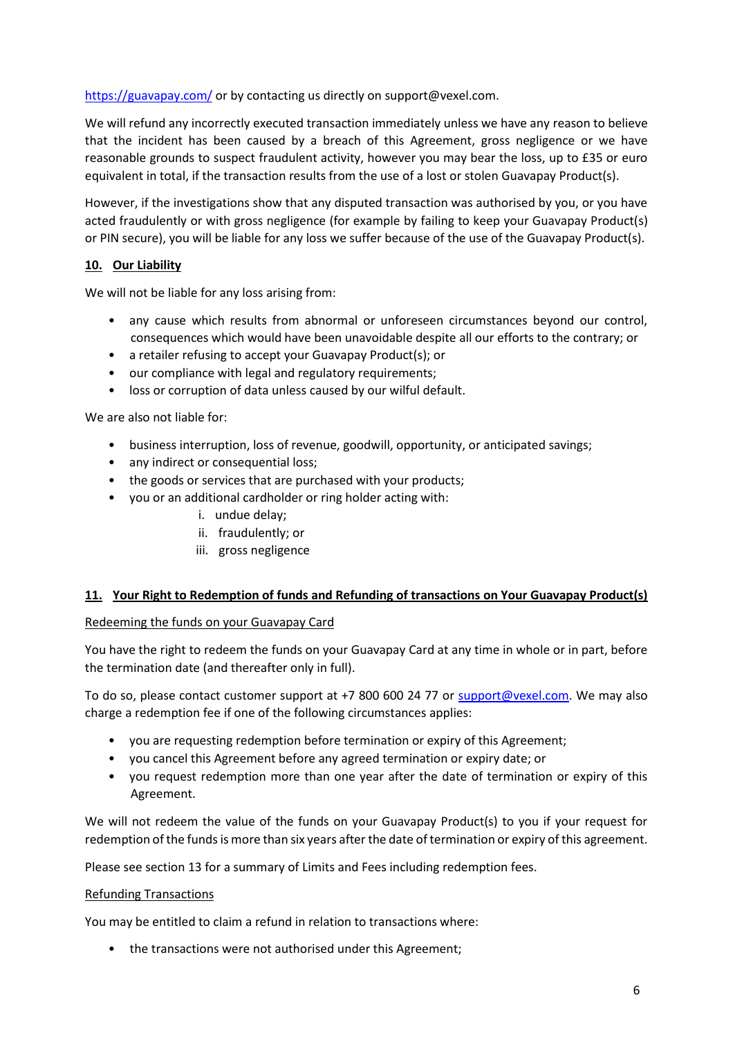https://guavapay.com/ or by contacting us directly on support@vexel.com.

We will refund any incorrectly executed transaction immediately unless we have any reason to believe that the incident has been caused by a breach of this Agreement, gross negligence or we have reasonable grounds to suspect fraudulent activity, however you may bear the loss, up to £35 or euro equivalent in total, if the transaction results from the use of a lost or stolen Guavapay Product(s).

However, if the investigations show that any disputed transaction was authorised by you, or you have acted fraudulently or with gross negligence (for example by failing to keep your Guavapay Product(s) or PIN secure), you will be liable for any loss we suffer because of the use of the Guavapay Product(s).

## 10. Our Liability

We will not be liable for any loss arising from:

- any cause which results from abnormal or unforeseen circumstances beyond our control, consequences which would have been unavoidable despite all our efforts to the contrary; or
- a retailer refusing to accept your Guavapay Product(s); or
- our compliance with legal and regulatory requirements;
- loss or corruption of data unless caused by our wilful default.

We are also not liable for:

- business interruption, loss of revenue, goodwill, opportunity, or anticipated savings;
- any indirect or consequential loss;
- the goods or services that are purchased with your products;
- you or an additional cardholder or ring holder acting with:
  - i. undue delay;
  - ii. fraudulently; or
  - iii. gross negligence

## 11. Your Right to Redemption of funds and Refunding of transactions on Your Guavapay Product(s)

Redeeming the funds on your Guavapay Card

You have the right to redeem the funds on your Guavapay Card at any time in whole or in part, before the termination date (and thereafter only in full).

To do so, please contact customer support at +7 800 600 24 77 or support@vexel.com. We may also charge a redemption fee if one of the following circumstances applies:

- you are requesting redemption before termination or expiry of this Agreement;
- you cancel this Agreement before any agreed termination or expiry date; or
- you request redemption more than one year after the date of termination or expiry of this Agreement.

We will not redeem the value of the funds on your Guavapay Product(s) to you if your request for redemption of the funds is more than six years after the date of termination or expiry of this agreement.

Please see section 13 for a summary of Limits and Fees including redemption fees.

Refunding Transactions

You may be entitled to claim a refund in relation to transactions where:

- the transactions were not authorised under this Agreement;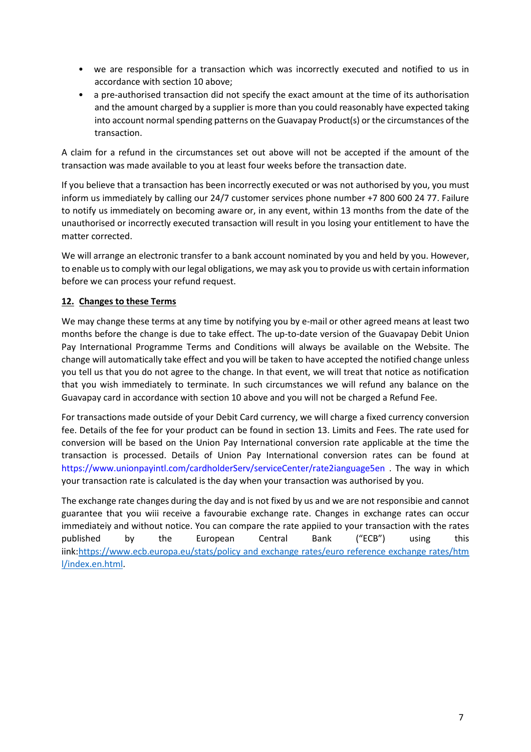- we are responsible for a transaction which was incorrectly executed and notified to us in accordance with section 10 above;
- a pre-authorised transaction did not specify the exact amount at the time of its authorisation and the amount charged by a supplier is more than you could reasonably have expected taking into account normal spending patterns on the Guavapay Product(s) or the circumstances of the transaction.

A claim for a refund in the circumstances set out above will not be accepted if the amount of the transaction was made available to you at least four weeks before the transaction date.

If you believe that a transaction has been incorrectly executed or was not authorised by you, you must inform us immediately by calling our 24/7 customer services phone number +7 800 600 24 77. Failure to notify us immediately on becoming aware or, in any event, within 13 months from the date of the unauthorised or incorrectly executed transaction will result in you losing your entitlement to have the matter corrected.

We will arrange an electronic transfer to a bank account nominated by you and held by you. However, to enable us to comply with our legal obligations, we may ask you to provide us with certain information before we can process your refund request.

## 12. Changes to these Terms

We may change these terms at any time by notifying you by e-mail or other agreed means at least two months before the change is due to take effect. The up-to-date version of the Guavapay Debit Union Pay International Programme Terms and Conditions will always be available on the Website. The change will automatically take effect and you will be taken to have accepted the notified change unless you tell us that you do not agree to the change. In that event, we will treat that notice as notification that you wish immediately to terminate. In such circumstances we will refund any balance on the Guavapay card in accordance with section 10 above and you will not be charged a Refund Fee.

For transactions made outside of your Debit Card currency, we will charge a fixed currency conversion fee. Details of the fee for your product can be found in section 13. Limits and Fees. The rate used for conversion will be based on the Union Pay International conversion rate applicable at the time the transaction is processed. Details of Union Pay International conversion rates can be found at https://www.unionpayintl.com/cardholderServ/serviceCenter/rate2ianguage5en . The way in which your transaction rate is calculated is the day when your transaction was authorised by you.

The exchange rate changes during the day and is not fixed by us and we are not responsibie and cannot guarantee that you wiii receive a favourabie exchange rate. Changes in exchange rates can occur immediateiy and without notice. You can compare the rate appiied to your transaction with the rates published by the European Central Bank ("ECB") using this iink:https://www.ecb.europa.eu/stats/policy and exchange rates/euro reference exchange rates/html/index.en.html.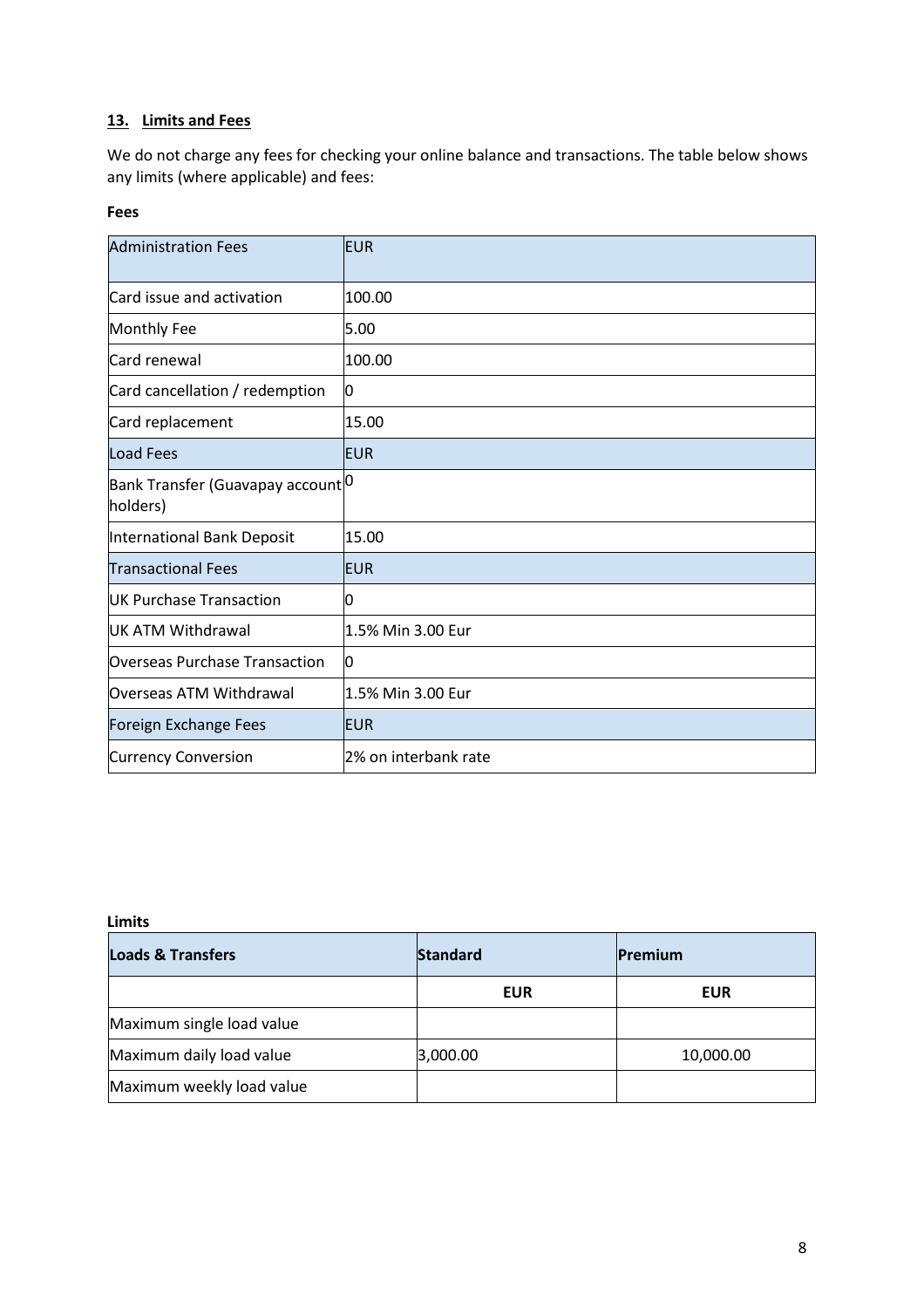## 13. Limits and Fees

We do not charge any fees for checking your online balance and transactions. The table below shows any limits (where applicable) and fees:

**Fees**

| Administration Fees | EUR |
|---|---|
| Card issue and activation | 100.00 |
| Monthly Fee | 5.00 |
| Card renewal | 100.00 |
| Card cancellation / redemption | 0 |
| Card replacement | 15.00 |
| **Load Fees** | **EUR** |
| Bank Transfer (Guavapay account holders) | 0 |
| International Bank Deposit | 15.00 |
| **Transactional Fees** | **EUR** |
| UK Purchase Transaction | 0 |
| UK ATM Withdrawal | 1.5% Min 3.00 Eur |
| Overseas Purchase Transaction | 0 |
| Overseas ATM Withdrawal | 1.5% Min 3.00 Eur |
| **Foreign Exchange Fees** | **EUR** |
| Currency Conversion | 2% on interbank rate |

**Limits**

| Loads & Transfers | Standard | Premium |
|---|---|---|
| | EUR | EUR |
| Maximum single load value | | |
| Maximum daily load value | 3,000.00 | 10,000.00 |
| Maximum weekly load value | | |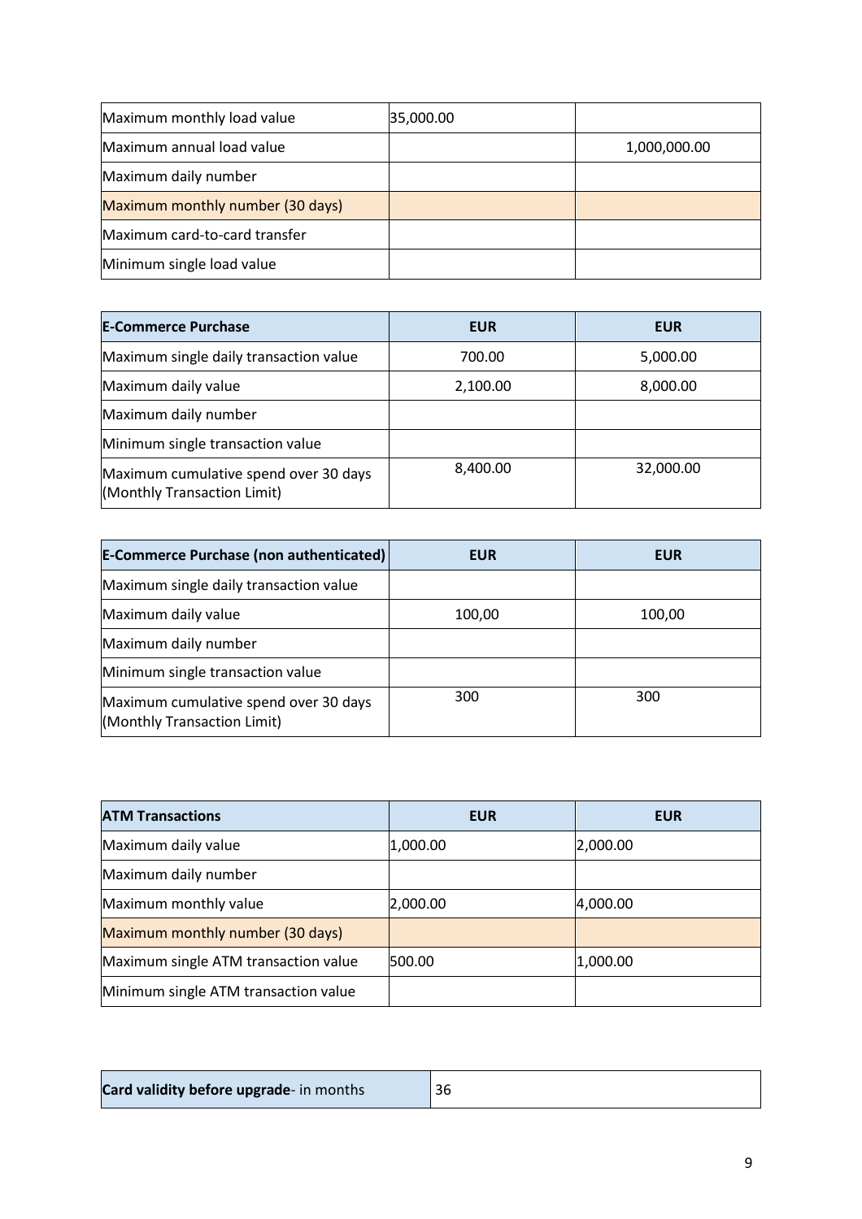| | | |
|---|---|---|
| Maximum monthly load value | 35,000.00 | |
| Maximum annual load value | | 1,000,000.00 |
| Maximum daily number | | |
| Maximum monthly number (30 days) | | |
| Maximum card-to-card transfer | | |
| Minimum single load value | | |

| **E-Commerce Purchase** | **EUR** | **EUR** |
|---|---|---|
| Maximum single daily transaction value | 700.00 | 5,000.00 |
| Maximum daily value | 2,100.00 | 8,000.00 |
| Maximum daily number | | |
| Minimum single transaction value | | |
| Maximum cumulative spend over 30 days (Monthly Transaction Limit) | 8,400.00 | 32,000.00 |

| **E-Commerce Purchase (non authenticated)** | **EUR** | **EUR** |
|---|---|---|
| Maximum single daily transaction value | | |
| Maximum daily value | 100,00 | 100,00 |
| Maximum daily number | | |
| Minimum single transaction value | | |
| Maximum cumulative spend over 30 days (Monthly Transaction Limit) | 300 | 300 |

| **ATM Transactions** | **EUR** | **EUR** |
|---|---|---|
| Maximum daily value | 1,000.00 | 2,000.00 |
| Maximum daily number | | |
| Maximum monthly value | 2,000.00 | 4,000.00 |
| Maximum monthly number (30 days) | | |
| Maximum single ATM transaction value | 500.00 | 1,000.00 |
| Minimum single ATM transaction value | | |

| **Card validity before upgrade**- in months | 36 |
|---|---|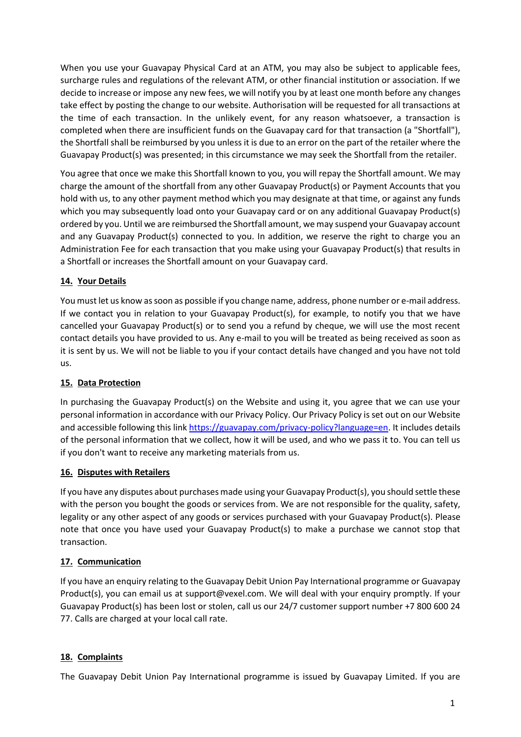When you use your Guavapay Physical Card at an ATM, you may also be subject to applicable fees, surcharge rules and regulations of the relevant ATM, or other financial institution or association. If we decide to increase or impose any new fees, we will notify you by at least one month before any changes take effect by posting the change to our website. Authorisation will be requested for all transactions at the time of each transaction. In the unlikely event, for any reason whatsoever, a transaction is completed when there are insufficient funds on the Guavapay card for that transaction (a "Shortfall"), the Shortfall shall be reimbursed by you unless it is due to an error on the part of the retailer where the Guavapay Product(s) was presented; in this circumstance we may seek the Shortfall from the retailer.

You agree that once we make this Shortfall known to you, you will repay the Shortfall amount. We may charge the amount of the shortfall from any other Guavapay Product(s) or Payment Accounts that you hold with us, to any other payment method which you may designate at that time, or against any funds which you may subsequently load onto your Guavapay card or on any additional Guavapay Product(s) ordered by you. Until we are reimbursed the Shortfall amount, we may suspend your Guavapay account and any Guavapay Product(s) connected to you. In addition, we reserve the right to charge you an Administration Fee for each transaction that you make using your Guavapay Product(s) that results in a Shortfall or increases the Shortfall amount on your Guavapay card.

## 14. Your Details

You must let us know as soon as possible if you change name, address, phone number or e-mail address. If we contact you in relation to your Guavapay Product(s), for example, to notify you that we have cancelled your Guavapay Product(s) or to send you a refund by cheque, we will use the most recent contact details you have provided to us. Any e-mail to you will be treated as being received as soon as it is sent by us. We will not be liable to you if your contact details have changed and you have not told us.

## 15. Data Protection

In purchasing the Guavapay Product(s) on the Website and using it, you agree that we can use your personal information in accordance with our Privacy Policy. Our Privacy Policy is set out on our Website and accessible following this link https://guavapay.com/privacy-policy?language=en. It includes details of the personal information that we collect, how it will be used, and who we pass it to. You can tell us if you don't want to receive any marketing materials from us.

## 16. Disputes with Retailers

If you have any disputes about purchases made using your Guavapay Product(s), you should settle these with the person you bought the goods or services from. We are not responsible for the quality, safety, legality or any other aspect of any goods or services purchased with your Guavapay Product(s). Please note that once you have used your Guavapay Product(s) to make a purchase we cannot stop that transaction.

## 17. Communication

If you have an enquiry relating to the Guavapay Debit Union Pay International programme or Guavapay Product(s), you can email us at support@vexel.com. We will deal with your enquiry promptly. If your Guavapay Product(s) has been lost or stolen, call us our 24/7 customer support number +7 800 600 24 77. Calls are charged at your local call rate.

## 18. Complaints

The Guavapay Debit Union Pay International programme is issued by Guavapay Limited. If you are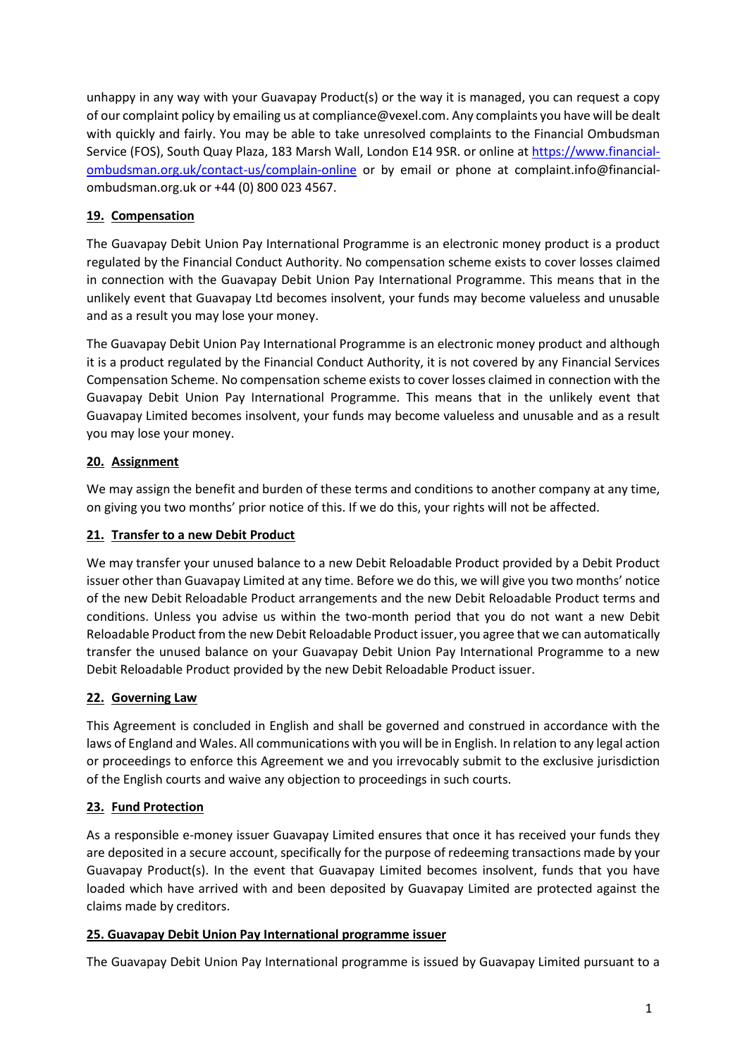unhappy in any way with your Guavapay Product(s) or the way it is managed, you can request a copy of our complaint policy by emailing us at compliance@vexel.com. Any complaints you have will be dealt with quickly and fairly. You may be able to take unresolved complaints to the Financial Ombudsman Service (FOS), South Quay Plaza, 183 Marsh Wall, London E14 9SR. or online at [https://www.financial-ombudsman.org.uk/contact-us/complain-online](https://www.financial-ombudsman.org.uk/contact-us/complain-online) or by email or phone at complaint.info@financial-ombudsman.org.uk or +44 (0) 800 023 4567.

## 19. Compensation

The Guavapay Debit Union Pay International Programme is an electronic money product is a product regulated by the Financial Conduct Authority. No compensation scheme exists to cover losses claimed in connection with the Guavapay Debit Union Pay International Programme. This means that in the unlikely event that Guavapay Ltd becomes insolvent, your funds may become valueless and unusable and as a result you may lose your money.

The Guavapay Debit Union Pay International Programme is an electronic money product and although it is a product regulated by the Financial Conduct Authority, it is not covered by any Financial Services Compensation Scheme. No compensation scheme exists to cover losses claimed in connection with the Guavapay Debit Union Pay International Programme. This means that in the unlikely event that Guavapay Limited becomes insolvent, your funds may become valueless and unusable and as a result you may lose your money.

## 20. Assignment

We may assign the benefit and burden of these terms and conditions to another company at any time, on giving you two months' prior notice of this. If we do this, your rights will not be affected.

## 21. Transfer to a new Debit Product

We may transfer your unused balance to a new Debit Reloadable Product provided by a Debit Product issuer other than Guavapay Limited at any time. Before we do this, we will give you two months' notice of the new Debit Reloadable Product arrangements and the new Debit Reloadable Product terms and conditions. Unless you advise us within the two-month period that you do not want a new Debit Reloadable Product from the new Debit Reloadable Product issuer, you agree that we can automatically transfer the unused balance on your Guavapay Debit Union Pay International Programme to a new Debit Reloadable Product provided by the new Debit Reloadable Product issuer.

## 22. Governing Law

This Agreement is concluded in English and shall be governed and construed in accordance with the laws of England and Wales. All communications with you will be in English. In relation to any legal action or proceedings to enforce this Agreement we and you irrevocably submit to the exclusive jurisdiction of the English courts and waive any objection to proceedings in such courts.

## 23. Fund Protection

As a responsible e-money issuer Guavapay Limited ensures that once it has received your funds they are deposited in a secure account, specifically for the purpose of redeeming transactions made by your Guavapay Product(s). In the event that Guavapay Limited becomes insolvent, funds that you have loaded which have arrived with and been deposited by Guavapay Limited are protected against the claims made by creditors.

## 25. Guavapay Debit Union Pay International programme issuer

The Guavapay Debit Union Pay International programme is issued by Guavapay Limited pursuant to a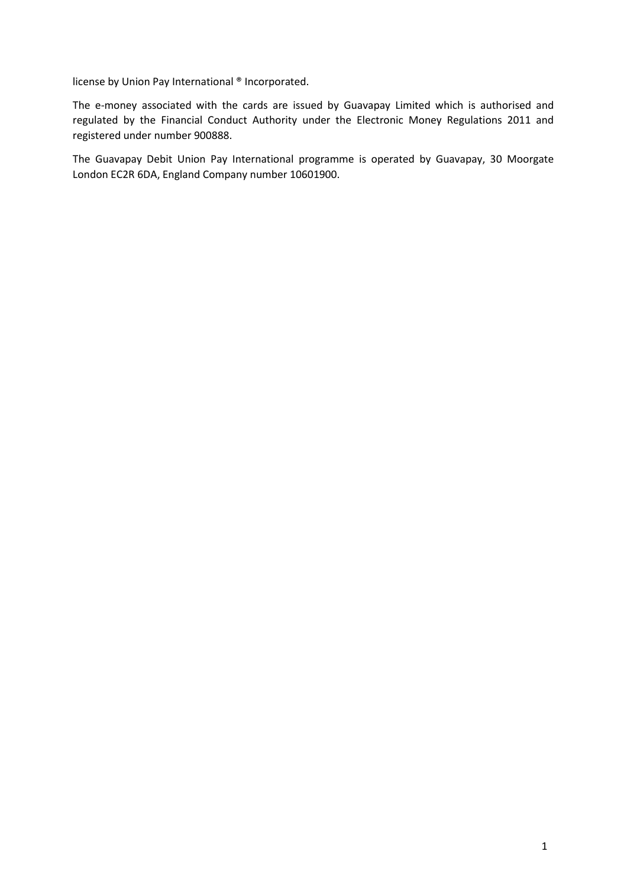license by Union Pay International ® Incorporated.

The e-money associated with the cards are issued by Guavapay Limited which is authorised and regulated by the Financial Conduct Authority under the Electronic Money Regulations 2011 and registered under number 900888.

The Guavapay Debit Union Pay International programme is operated by Guavapay, 30 Moorgate London EC2R 6DA, England Company number 10601900.